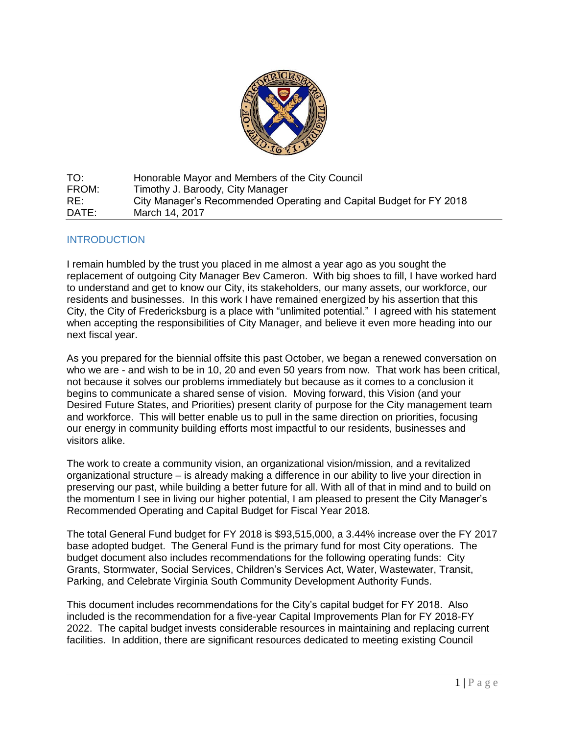TO: Honorable Mayor and Members of the City Council
FROM: Timothy J. Baroody, City Manager
RE: City Manager's Recommended Operating and Capital Budget for FY 2018
DATE: March 14, 2017

## INTRODUCTION

I remain humbled by the trust you placed in me almost a year ago as you sought the replacement of outgoing City Manager Bev Cameron. With big shoes to fill, I have worked hard to understand and get to know our City, its stakeholders, our many assets, our workforce, our residents and businesses. In this work I have remained energized by his assertion that this City, the City of Fredericksburg is a place with "unlimited potential." I agreed with his statement when accepting the responsibilities of City Manager, and believe it even more heading into our next fiscal year.

As you prepared for the biennial offsite this past October, we began a renewed conversation on who we are - and wish to be in 10, 20 and even 50 years from now. That work has been critical, not because it solves our problems immediately but because as it comes to a conclusion it begins to communicate a shared sense of vision. Moving forward, this Vision (and your Desired Future States, and Priorities) present clarity of purpose for the City management team and workforce. This will better enable us to pull in the same direction on priorities, focusing our energy in community building efforts most impactful to our residents, businesses and visitors alike.

The work to create a community vision, an organizational vision/mission, and a revitalized organizational structure – is already making a difference in our ability to live your direction in preserving our past, while building a better future for all. With all of that in mind and to build on the momentum I see in living our higher potential, I am pleased to present the City Manager's Recommended Operating and Capital Budget for Fiscal Year 2018.

The total General Fund budget for FY 2018 is $93,515,000, a 3.44% increase over the FY 2017 base adopted budget. The General Fund is the primary fund for most City operations. The budget document also includes recommendations for the following operating funds: City Grants, Stormwater, Social Services, Children's Services Act, Water, Wastewater, Transit, Parking, and Celebrate Virginia South Community Development Authority Funds.

This document includes recommendations for the City's capital budget for FY 2018. Also included is the recommendation for a five-year Capital Improvements Plan for FY 2018-FY 2022. The capital budget invests considerable resources in maintaining and replacing current facilities. In addition, there are significant resources dedicated to meeting existing Council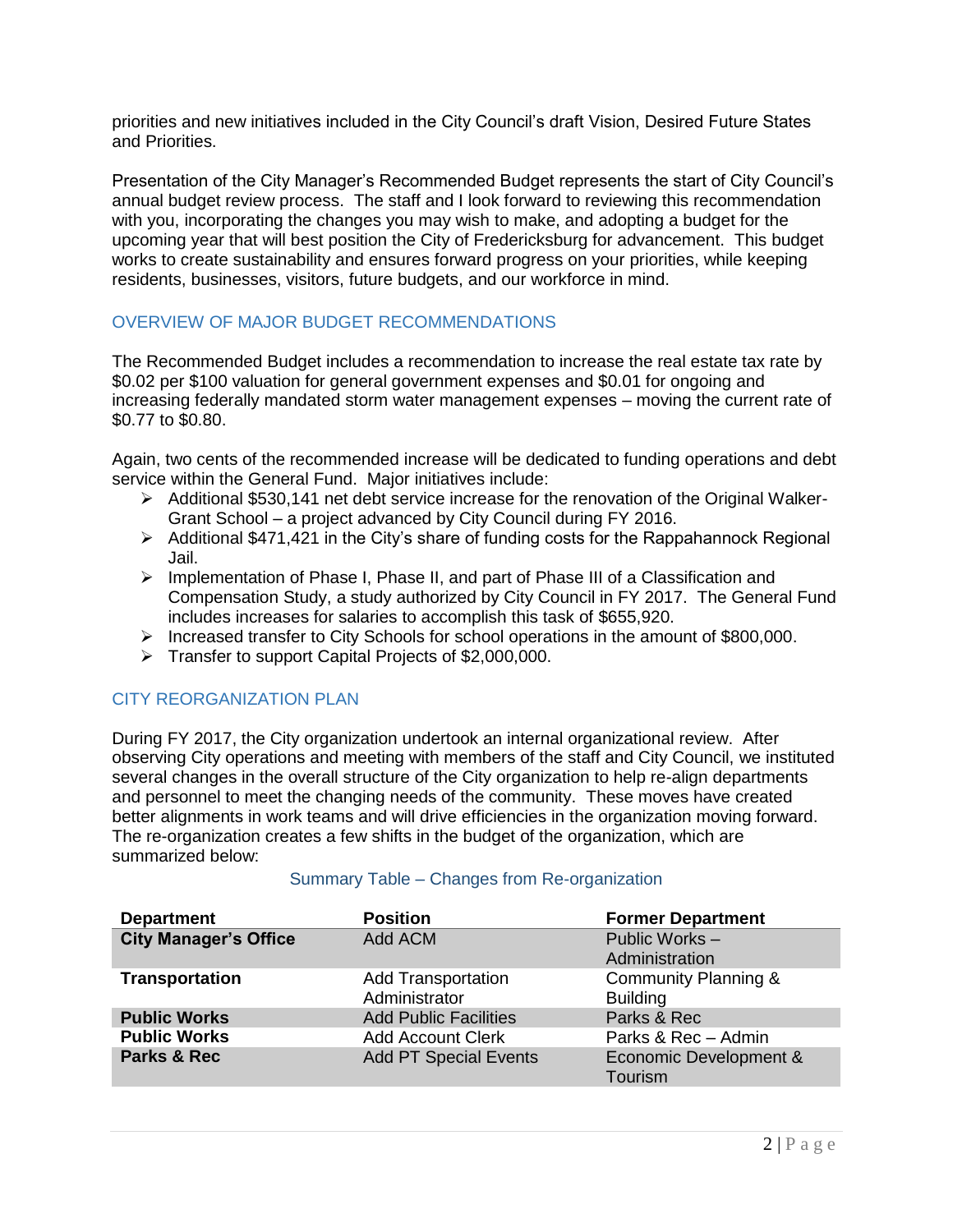priorities and new initiatives included in the City Council's draft Vision, Desired Future States and Priorities.

Presentation of the City Manager's Recommended Budget represents the start of City Council's annual budget review process. The staff and I look forward to reviewing this recommendation with you, incorporating the changes you may wish to make, and adopting a budget for the upcoming year that will best position the City of Fredericksburg for advancement. This budget works to create sustainability and ensures forward progress on your priorities, while keeping residents, businesses, visitors, future budgets, and our workforce in mind.

## OVERVIEW OF MAJOR BUDGET RECOMMENDATIONS

The Recommended Budget includes a recommendation to increase the real estate tax rate by $0.02 per $100 valuation for general government expenses and $0.01 for ongoing and increasing federally mandated storm water management expenses – moving the current rate of $0.77 to $0.80.

Again, two cents of the recommended increase will be dedicated to funding operations and debt service within the General Fund. Major initiatives include:

- Additional $530,141 net debt service increase for the renovation of the Original Walker-Grant School – a project advanced by City Council during FY 2016.
- Additional $471,421 in the City's share of funding costs for the Rappahannock Regional Jail.
- Implementation of Phase I, Phase II, and part of Phase III of a Classification and Compensation Study, a study authorized by City Council in FY 2017. The General Fund includes increases for salaries to accomplish this task of $655,920.
- Increased transfer to City Schools for school operations in the amount of $800,000.
- Transfer to support Capital Projects of $2,000,000.

## CITY REORGANIZATION PLAN

During FY 2017, the City organization undertook an internal organizational review. After observing City operations and meeting with members of the staff and City Council, we instituted several changes in the overall structure of the City organization to help re-align departments and personnel to meet the changing needs of the community. These moves have created better alignments in work teams and will drive efficiencies in the organization moving forward. The re-organization creates a few shifts in the budget of the organization, which are summarized below:

Summary Table – Changes from Re-organization

| Department | Position | Former Department |
|---|---|---|
| **City Manager's Office** | Add ACM | Public Works – Administration |
| **Transportation** | Add Transportation Administrator | Community Planning & Building |
| **Public Works** | Add Public Facilities | Parks & Rec |
| **Public Works** | Add Account Clerk | Parks & Rec – Admin |
| **Parks & Rec** | Add PT Special Events | Economic Development & Tourism |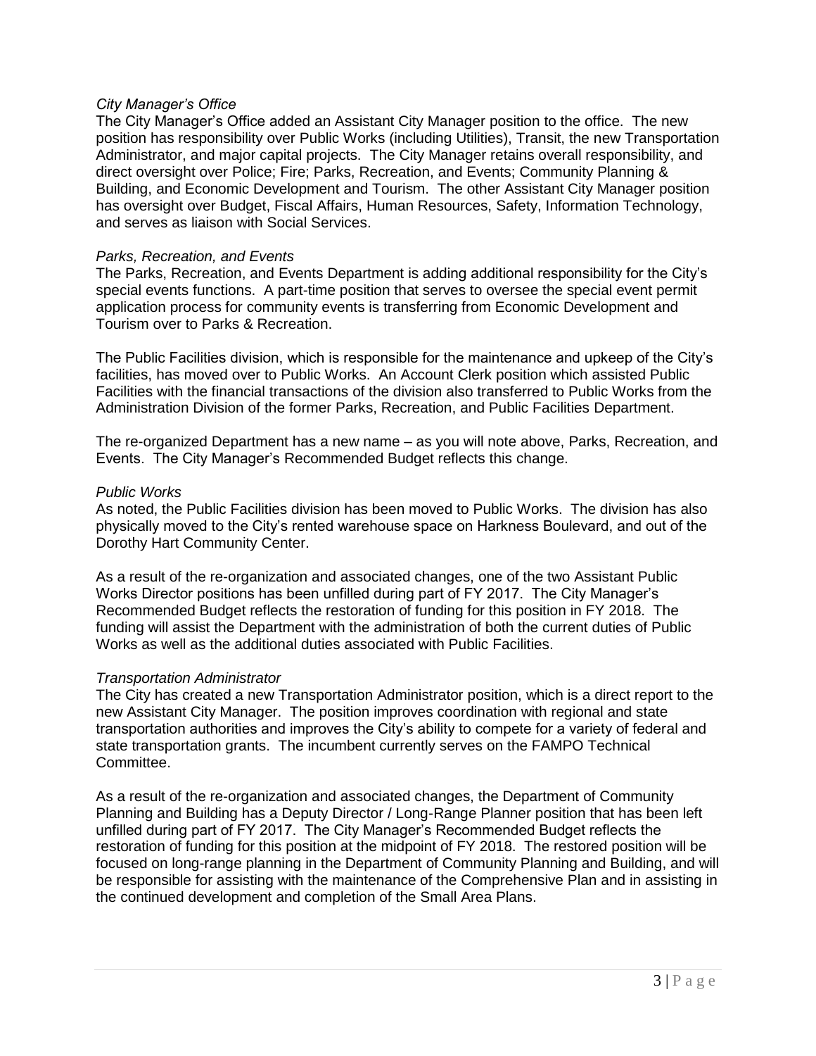*City Manager's Office*

The City Manager's Office added an Assistant City Manager position to the office. The new position has responsibility over Public Works (including Utilities), Transit, the new Transportation Administrator, and major capital projects. The City Manager retains overall responsibility, and direct oversight over Police; Fire; Parks, Recreation, and Events; Community Planning & Building, and Economic Development and Tourism. The other Assistant City Manager position has oversight over Budget, Fiscal Affairs, Human Resources, Safety, Information Technology, and serves as liaison with Social Services.

*Parks, Recreation, and Events*

The Parks, Recreation, and Events Department is adding additional responsibility for the City's special events functions. A part-time position that serves to oversee the special event permit application process for community events is transferring from Economic Development and Tourism over to Parks & Recreation.

The Public Facilities division, which is responsible for the maintenance and upkeep of the City's facilities, has moved over to Public Works. An Account Clerk position which assisted Public Facilities with the financial transactions of the division also transferred to Public Works from the Administration Division of the former Parks, Recreation, and Public Facilities Department.

The re-organized Department has a new name – as you will note above, Parks, Recreation, and Events. The City Manager's Recommended Budget reflects this change.

*Public Works*

As noted, the Public Facilities division has been moved to Public Works. The division has also physically moved to the City's rented warehouse space on Harkness Boulevard, and out of the Dorothy Hart Community Center.

As a result of the re-organization and associated changes, one of the two Assistant Public Works Director positions has been unfilled during part of FY 2017. The City Manager's Recommended Budget reflects the restoration of funding for this position in FY 2018. The funding will assist the Department with the administration of both the current duties of Public Works as well as the additional duties associated with Public Facilities.

*Transportation Administrator*

The City has created a new Transportation Administrator position, which is a direct report to the new Assistant City Manager. The position improves coordination with regional and state transportation authorities and improves the City's ability to compete for a variety of federal and state transportation grants. The incumbent currently serves on the FAMPO Technical Committee.

As a result of the re-organization and associated changes, the Department of Community Planning and Building has a Deputy Director / Long-Range Planner position that has been left unfilled during part of FY 2017. The City Manager's Recommended Budget reflects the restoration of funding for this position at the midpoint of FY 2018. The restored position will be focused on long-range planning in the Department of Community Planning and Building, and will be responsible for assisting with the maintenance of the Comprehensive Plan and in assisting in the continued development and completion of the Small Area Plans.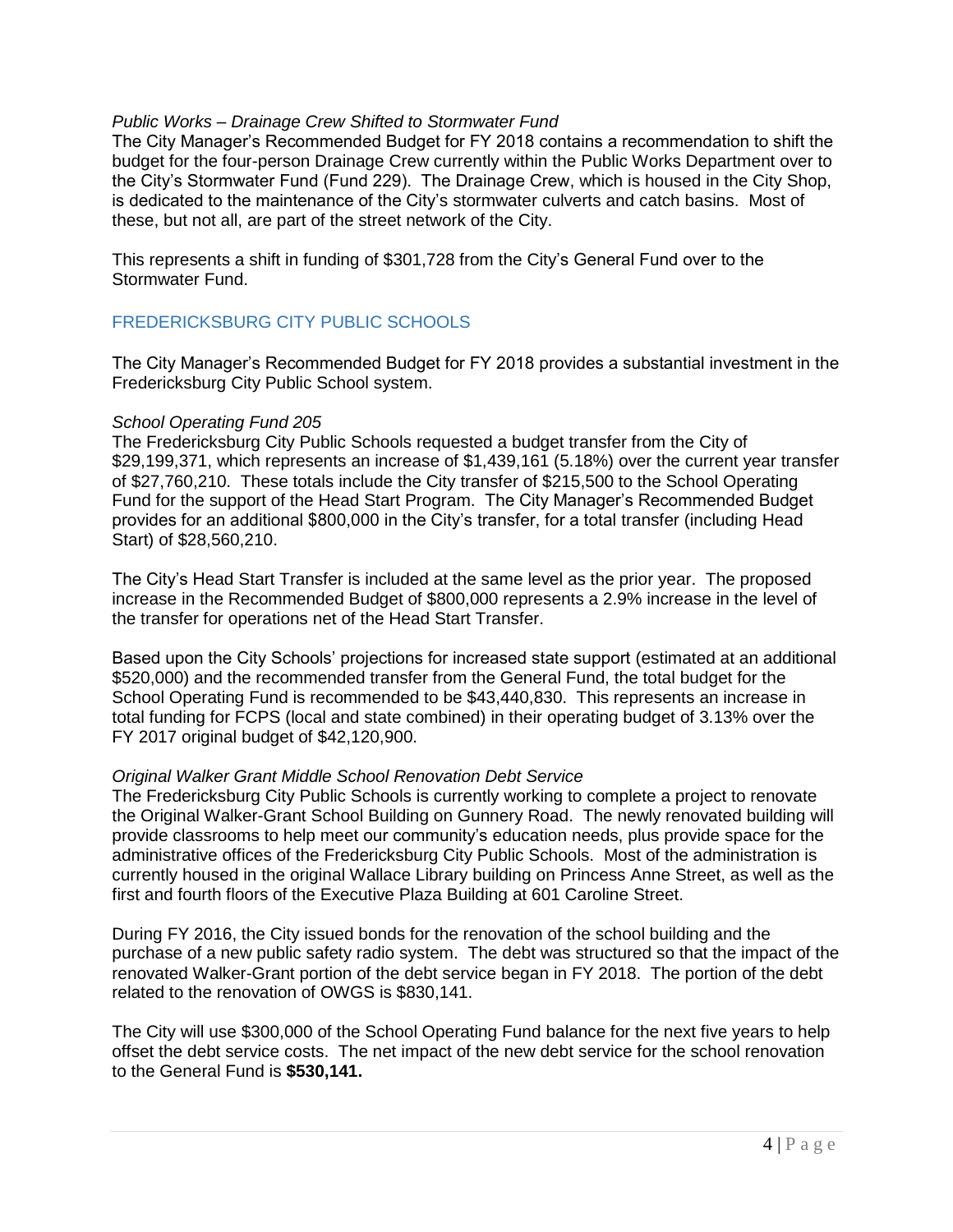*Public Works – Drainage Crew Shifted to Stormwater Fund*

The City Manager's Recommended Budget for FY 2018 contains a recommendation to shift the budget for the four-person Drainage Crew currently within the Public Works Department over to the City's Stormwater Fund (Fund 229). The Drainage Crew, which is housed in the City Shop, is dedicated to the maintenance of the City's stormwater culverts and catch basins. Most of these, but not all, are part of the street network of the City.

This represents a shift in funding of $301,728 from the City's General Fund over to the Stormwater Fund.

## FREDERICKSBURG CITY PUBLIC SCHOOLS

The City Manager's Recommended Budget for FY 2018 provides a substantial investment in the Fredericksburg City Public School system.

*School Operating Fund 205*

The Fredericksburg City Public Schools requested a budget transfer from the City of $29,199,371, which represents an increase of $1,439,161 (5.18%) over the current year transfer of $27,760,210. These totals include the City transfer of $215,500 to the School Operating Fund for the support of the Head Start Program. The City Manager's Recommended Budget provides for an additional $800,000 in the City's transfer, for a total transfer (including Head Start) of $28,560,210.

The City's Head Start Transfer is included at the same level as the prior year. The proposed increase in the Recommended Budget of $800,000 represents a 2.9% increase in the level of the transfer for operations net of the Head Start Transfer.

Based upon the City Schools' projections for increased state support (estimated at an additional $520,000) and the recommended transfer from the General Fund, the total budget for the School Operating Fund is recommended to be $43,440,830. This represents an increase in total funding for FCPS (local and state combined) in their operating budget of 3.13% over the FY 2017 original budget of $42,120,900.

*Original Walker Grant Middle School Renovation Debt Service*

The Fredericksburg City Public Schools is currently working to complete a project to renovate the Original Walker-Grant School Building on Gunnery Road. The newly renovated building will provide classrooms to help meet our community's education needs, plus provide space for the administrative offices of the Fredericksburg City Public Schools. Most of the administration is currently housed in the original Wallace Library building on Princess Anne Street, as well the first and fourth floors of the Executive Plaza Building at 601 Caroline Street.

During FY 2016, the City issued bonds for the renovation of the school building and the purchase of a new public safety radio system. The debt was structured so that the impact of the renovated Walker-Grant portion of the debt service began in FY 2018. The portion of the debt related to the renovation of OWGS is $830,141.

The City will use $300,000 of the School Operating Fund balance for the next five years to help offset the debt service costs. The net impact of the new debt service for the school renovation to the General Fund is **$530,141.**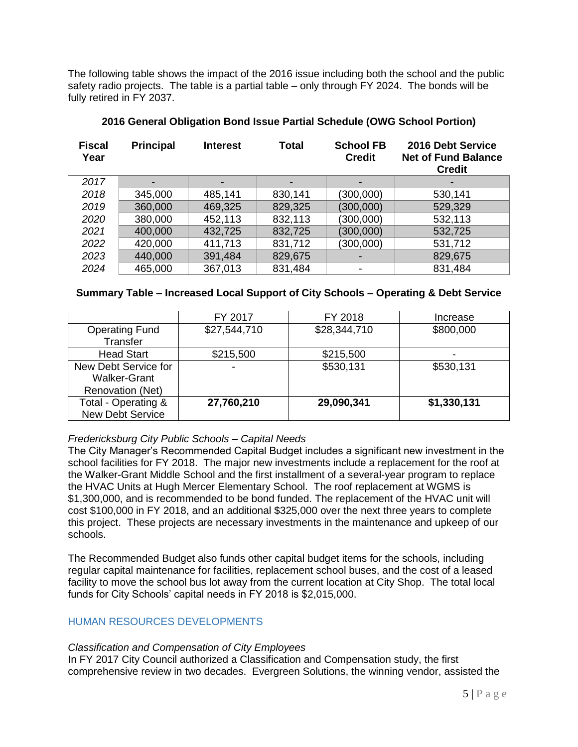The following table shows the impact of the 2016 issue including both the school and the public safety radio projects. The table is a partial table – only through FY 2024. The bonds will be fully retired in FY 2037.

**2016 General Obligation Bond Issue Partial Schedule (OWG School Portion)**

| Fiscal Year | Principal | Interest | Total | School FB Credit | 2016 Debt Service Net of Fund Balance Credit |
|---|---|---|---|---|---|
| *2017* | - | - | - | - | - |
| *2018* | 345,000 | 485,141 | 830,141 | (300,000) | 530,141 |
| *2019* | 360,000 | 469,325 | 829,325 | (300,000) | 529,329 |
| *2020* | 380,000 | 452,113 | 832,113 | (300,000) | 532,113 |
| *2021* | 400,000 | 432,725 | 832,725 | (300,000) | 532,725 |
| *2022* | 420,000 | 411,713 | 831,712 | (300,000) | 531,712 |
| *2023* | 440,000 | 391,484 | 829,675 | - | 829,675 |
| *2024* | 465,000 | 367,013 | 831,484 | - | 831,484 |

**Summary Table – Increased Local Support of City Schools – Operating & Debt Service**

| | FY 2017 | FY 2018 | Increase |
|---|---|---|---|
| Operating Fund Transfer | $27,544,710 | $28,344,710 | $800,000 |
| Head Start | $215,500 | $215,500 | - |
| New Debt Service for Walker-Grant Renovation (Net) | - | $530,131 | $530,131 |
| Total - Operating & New Debt Service | **27,760,210** | **29,090,341** | **$1,330,131** |

*Fredericksburg City Public Schools – Capital Needs*

The City Manager's Recommended Capital Budget includes a significant new investment in the school facilities for FY 2018. The major new investments include a replacement for the roof at the Walker-Grant Middle School and the first installment of a several-year program to replace the HVAC Units at Hugh Mercer Elementary School. The roof replacement at WGMS is $1,300,000, and is recommended to be bond funded. The replacement of the HVAC unit will cost $100,000 in FY 2018, and an additional $325,000 over the next three years to complete this project. These projects are necessary investments in the maintenance and upkeep of our schools.

The Recommended Budget also funds other capital budget items for the schools, including regular capital maintenance for facilities, replacement school buses, and the cost of a leased facility to move the school bus lot away from the current location at City Shop. The total local funds for City Schools' capital needs in FY 2018 is $2,015,000.

## HUMAN RESOURCES DEVELOPMENTS

*Classification and Compensation of City Employees*

In FY 2017 City Council authorized a Classification and Compensation study, the first comprehensive review in two decades. Evergreen Solutions, the winning vendor, assisted the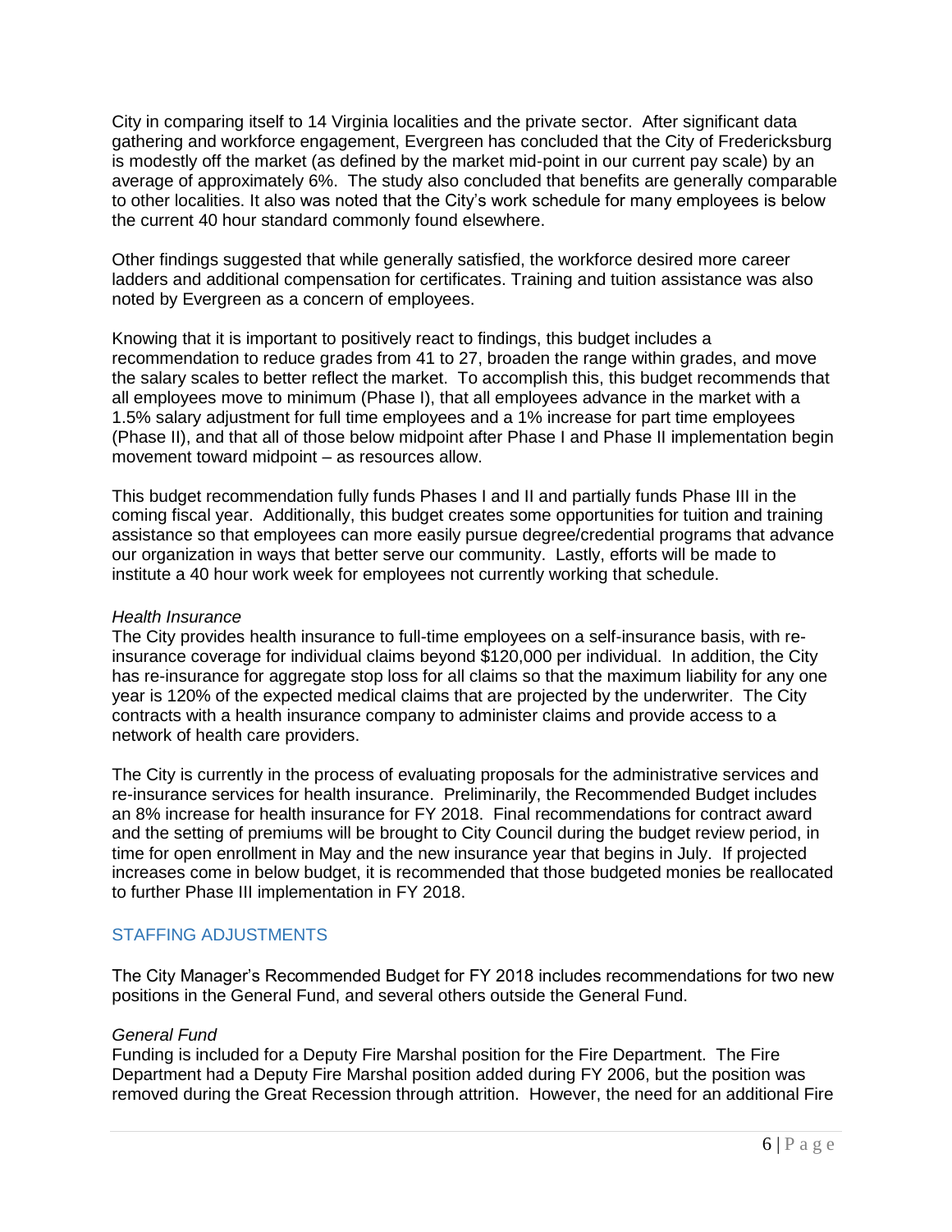City in comparing itself to 14 Virginia localities and the private sector. After significant data gathering and workforce engagement, Evergreen has concluded that the City of Fredericksburg is modestly off the market (as defined by the market mid-point in our current pay scale) by an average of approximately 6%. The study also concluded that benefits are generally comparable to other localities. It also was noted that the City's work schedule for many employees is below the current 40 hour standard commonly found elsewhere.

Other findings suggested that while generally satisfied, the workforce desired more career ladders and additional compensation for certificates. Training and tuition assistance was also noted by Evergreen as a concern of employees.

Knowing that it is important to positively react to findings, this budget includes a recommendation to reduce grades from 41 to 27, broaden the range within grades, and move the salary scales to better reflect the market. To accomplish this, this budget recommends that all employees move to minimum (Phase I), that all employees advance in the market with a 1.5% salary adjustment for full time employees and a 1% increase for part time employees (Phase II), and that all of those below midpoint after Phase I and Phase II implementation begin movement toward midpoint – as resources allow.

This budget recommendation fully funds Phases I and II and partially funds Phase III in the coming fiscal year. Additionally, this budget creates some opportunities for tuition and training assistance so that employees can more easily pursue degree/credential programs that advance our organization in ways that better serve our community. Lastly, efforts will be made to institute a 40 hour work week for employees not currently working that schedule.

*Health Insurance*

The City provides health insurance to full-time employees on a self-insurance basis, with re-insurance coverage for individual claims beyond $120,000 per individual. In addition, the City has re-insurance for aggregate stop loss for all claims so that the maximum liability for any one year is 120% of the expected medical claims that are projected by the underwriter. The City contracts with a health insurance company to administer claims and provide access to a network of health care providers.

The City is currently in the process of evaluating proposals for the administrative services and re-insurance services for health insurance. Preliminarily, the Recommended Budget includes an 8% increase for health insurance for FY 2018. Final recommendations for contract award and the setting of premiums will be brought to City Council during the budget review period, in time for open enrollment in May and the new insurance year that begins in July. If projected increases come in below budget, it is recommended that those budgeted monies be reallocated to further Phase III implementation in FY 2018.

## STAFFING ADJUSTMENTS

The City Manager's Recommended Budget for FY 2018 includes recommendations for two new positions in the General Fund, and several others outside the General Fund.

*General Fund*

Funding is included for a Deputy Fire Marshal position for the Fire Department. The Fire Department had a Deputy Fire Marshal position added during FY 2006, but the position was removed during the Great Recession through attrition. However, the need for an additional Fire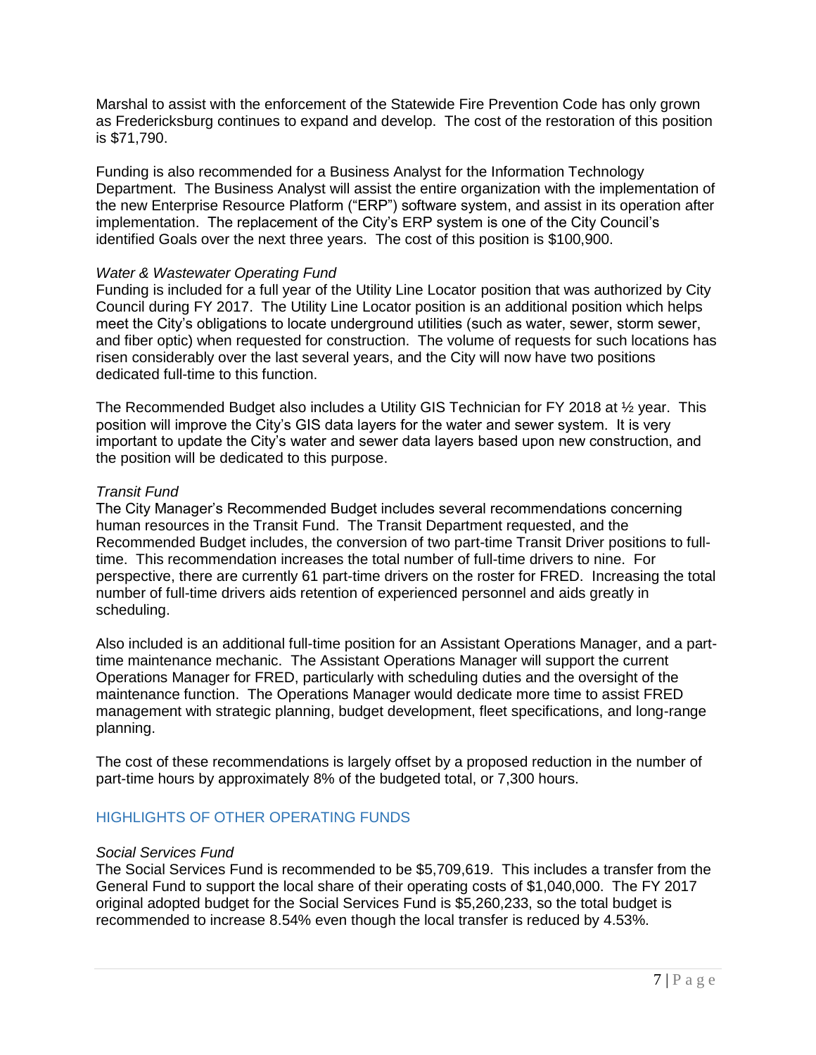Marshal to assist with the enforcement of the Statewide Fire Prevention Code has only grown as Fredericksburg continues to expand and develop. The cost of the restoration of this position is $71,790.

Funding is also recommended for a Business Analyst for the Information Technology Department. The Business Analyst will assist the entire organization with the implementation of the new Enterprise Resource Platform ("ERP") software system, and assist in its operation after implementation. The replacement of the City's ERP system is one of the City Council's identified Goals over the next three years. The cost of this position is $100,900.

*Water & Wastewater Operating Fund*

Funding is included for a full year of the Utility Line Locator position that was authorized by City Council during FY 2017. The Utility Line Locator position is an additional position which helps meet the City's obligations to locate underground utilities (such as water, sewer, storm sewer, and fiber optic) when requested for construction. The volume of requests for such locations has risen considerably over the last several years, and the City will now have two positions dedicated full-time to this function.

The Recommended Budget also includes a Utility GIS Technician for FY 2018 at ½ year. This position will improve the City's GIS data layers for the water and sewer system. It is very important to update the City's water and sewer data layers based upon new construction, and the position will be dedicated to this purpose.

*Transit Fund*

The City Manager's Recommended Budget includes several recommendations concerning human resources in the Transit Fund. The Transit Department requested, and the Recommended Budget includes, the conversion of two part-time Transit Driver positions to full-time. This recommendation increases the total number of full-time drivers to nine. For perspective, there are currently 61 part-time drivers on the roster for FRED. Increasing the total number of full-time drivers aids retention of experienced personnel and aids greatly in scheduling.

Also included is an additional full-time position for an Assistant Operations Manager, and a part-time maintenance mechanic. The Assistant Operations Manager will support the current Operations Manager for FRED, particularly with scheduling duties and the oversight of the maintenance function. The Operations Manager would dedicate more time to assist FRED management with strategic planning, budget development, fleet specifications, and long-range planning.

The cost of these recommendations is largely offset by a proposed reduction in the number of part-time hours by approximately 8% of the budgeted total, or 7,300 hours.

## HIGHLIGHTS OF OTHER OPERATING FUNDS

*Social Services Fund*

The Social Services Fund is recommended to be $5,709,619. This includes a transfer from the General Fund to support the local share of their operating costs of $1,040,000. The FY 2017 original adopted budget for the Social Services Fund is $5,260,233, so the total budget is recommended to increase 8.54% even though the local transfer is reduced by 4.53%.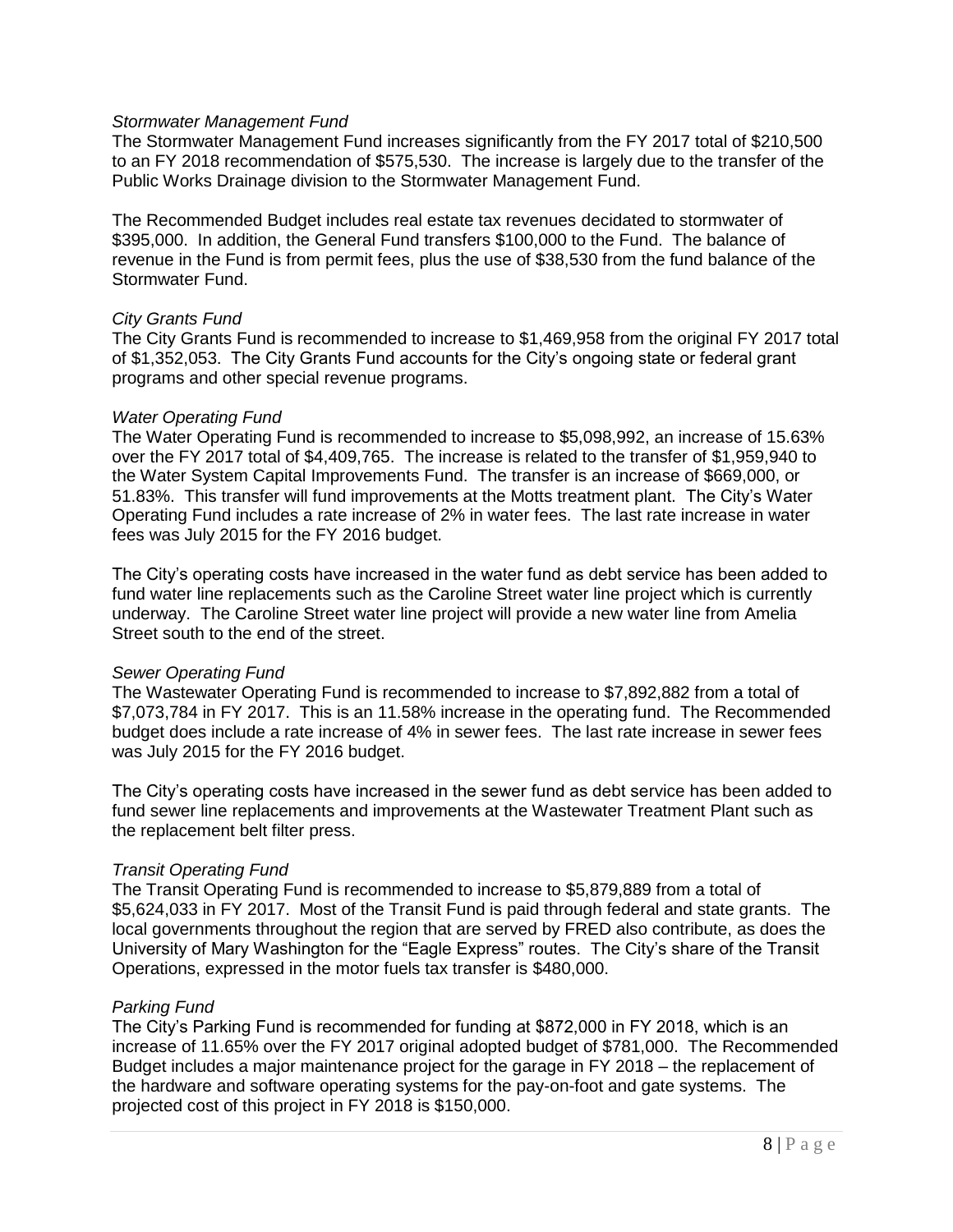*Stormwater Management Fund*

The Stormwater Management Fund increases significantly from the FY 2017 total of $210,500 to an FY 2018 recommendation of $575,530. The increase is largely due to the transfer of the Public Works Drainage division to the Stormwater Management Fund.

The Recommended Budget includes real estate tax revenues decidated to stormwater of $395,000. In addition, the General Fund transfers $100,000 to the Fund. The balance of revenue in the Fund is from permit fees, plus the use of $38,530 from the fund balance of the Stormwater Fund.

*City Grants Fund*

The City Grants Fund is recommended to increase to $1,469,958 from the original FY 2017 total of $1,352,053. The City Grants Fund accounts for the City's ongoing state or federal grant programs and other special revenue programs.

*Water Operating Fund*

The Water Operating Fund is recommended to increase to $5,098,992, an increase of 15.63% over the FY 2017 total of $4,409,765. The increase is related to the transfer of $1,959,940 to the Water System Capital Improvements Fund. The transfer is an increase of $669,000, or 51.83%. This transfer will fund improvements at the Motts treatment plant. The City's Water Operating Fund includes a rate increase of 2% in water fees. The last rate increase in water fees was July 2015 for the FY 2016 budget.

The City's operating costs have increased in the water fund as debt service has been added to fund water line replacements such as the Caroline Street water line project which is currently underway. The Caroline Street water line project will provide a new water line from Amelia Street south to the end of the street.

*Sewer Operating Fund*

The Wastewater Operating Fund is recommended to increase to $7,892,882 from a total of $7,073,784 in FY 2017. This is an 11.58% increase in the operating fund. The Recommended budget does include a rate increase of 4% in sewer fees. The last rate increase in sewer fees was July 2015 for the FY 2016 budget.

The City's operating costs have increased in the sewer fund as debt service has been added to fund sewer line replacements and improvements at the Wastewater Treatment Plant such as the replacement belt filter press.

*Transit Operating Fund*

The Transit Operating Fund is recommended to increase to $5,879,889 from a total of $5,624,033 in FY 2017. Most of the Transit Fund is paid through federal and state grants. The local governments throughout the region that are served by FRED also contribute, as does the University of Mary Washington for the "Eagle Express" routes. The City's share of the Transit Operations, expressed in the motor fuels tax transfer is $480,000.

*Parking Fund*

The City's Parking Fund is recommended for funding at $872,000 in FY 2018, which is an increase of 11.65% over the FY 2017 original adopted budget of $781,000. The Recommended Budget includes a major maintenance project for the garage in FY 2018 – the replacement of the hardware and software operating systems for the pay-on-foot and gate systems. The projected cost of this project in FY 2018 is $150,000.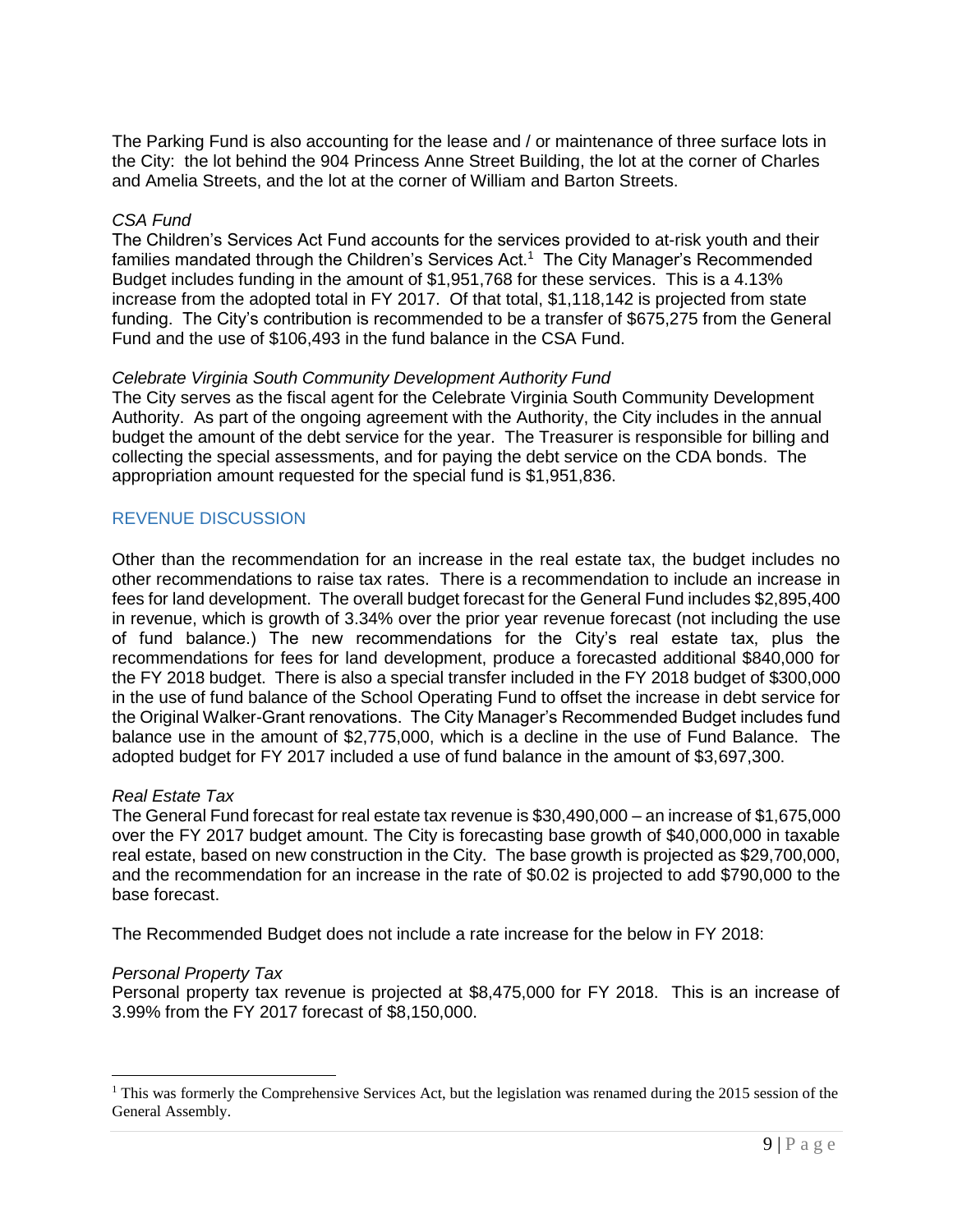The Parking Fund is also accounting for the lease and / or maintenance of three surface lots in the City: the lot behind the 904 Princess Anne Street Building, the lot at the corner of Charles and Amelia Streets, and the lot at the corner of William and Barton Streets.

*CSA Fund*

The Children's Services Act Fund accounts for the services provided to at-risk youth and their families mandated through the Children's Services Act.[1] The City Manager's Recommended Budget includes funding in the amount of $1,951,768 for these services. This is a 4.13% increase from the adopted total in FY 2017. Of that total, $1,118,142 is projected from state funding. The City's contribution is recommended to be a transfer of $675,275 from the General Fund and the use of $106,493 in the fund balance in the CSA Fund.

*Celebrate Virginia South Community Development Authority Fund*

The City serves as the fiscal agent for the Celebrate Virginia South Community Development Authority. As part of the ongoing agreement with the Authority, the City includes in the annual budget the amount of the debt service for the year. The Treasurer is responsible for billing and collecting the special assessments, and for paying the debt service on the CDA bonds. The appropriation amount requested for the special fund is $1,951,836.

## REVENUE DISCUSSION

Other than the recommendation for an increase in the real estate tax, the budget includes no other recommendations to raise tax rates. There is a recommendation to include an increase in fees for land development. The overall budget forecast for the General Fund includes $2,895,400 in revenue, which is growth of 3.34% over the prior year revenue forecast (not including the use of fund balance.) The new recommendations for the City's real estate tax, plus the recommendations for fees for land development, produce a forecasted additional $840,000 for the FY 2018 budget. There is also a special transfer included in the FY 2018 budget of $300,000 in the use of fund balance of the School Operating Fund to offset the increase in debt service for the Original Walker-Grant renovations. The City Manager's Recommended Budget includes fund balance use in the amount of $2,775,000, which is a decline in the use of Fund Balance. The adopted budget for FY 2017 included a use of fund balance in the amount of $3,697,300.

*Real Estate Tax*

The General Fund forecast for real estate tax revenue is $30,490,000 – an increase of $1,675,000 over the FY 2017 budget amount. The City is forecasting base growth of $40,000,000 in taxable real estate, based on new construction in the City. The base growth is projected as $29,700,000, and the recommendation for an increase in the rate of $0.02 is projected to add $790,000 to the base forecast.

The Recommended Budget does not include a rate increase for the below in FY 2018:

*Personal Property Tax*

Personal property tax revenue is projected at $8,475,000 for FY 2018. This is an increase of 3.99% from the FY 2017 forecast of $8,150,000.

---

[1] This was formerly the Comprehensive Services Act, but the legislation was renamed during the 2015 session of the General Assembly.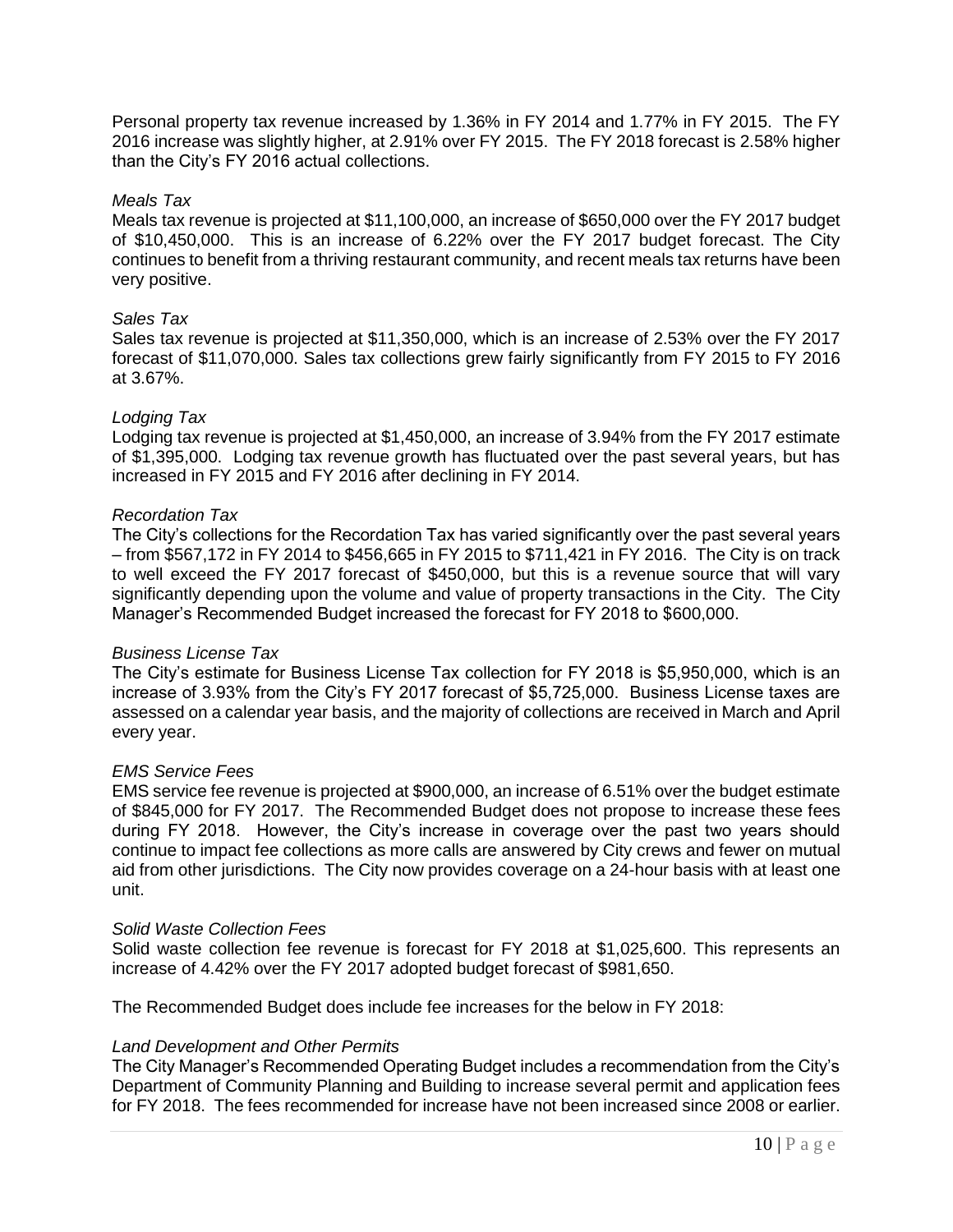Personal property tax revenue increased by 1.36% in FY 2014 and 1.77% in FY 2015. The FY 2016 increase was slightly higher, at 2.91% over FY 2015. The FY 2018 forecast is 2.58% higher than the City's FY 2016 actual collections.

*Meals Tax*

Meals tax revenue is projected at $11,100,000, an increase of $650,000 over the FY 2017 budget of $10,450,000. This is an increase of 6.22% over the FY 2017 budget forecast. The City continues to benefit from a thriving restaurant community, and recent meals tax returns have been very positive.

*Sales Tax*

Sales tax revenue is projected at $11,350,000, which is an increase of 2.53% over the FY 2017 forecast of $11,070,000. Sales tax collections grew fairly significantly from FY 2015 to FY 2016 at 3.67%.

*Lodging Tax*

Lodging tax revenue is projected at $1,450,000, an increase of 3.94% from the FY 2017 estimate of $1,395,000. Lodging tax revenue growth has fluctuated over the past several years, but has increased in FY 2015 and FY 2016 after declining in FY 2014.

*Recordation Tax*

The City's collections for the Recordation Tax has varied significantly over the past several years – from $567,172 in FY 2014 to $456,665 in FY 2015 to $711,421 in FY 2016. The City is on track to well exceed the FY 2017 forecast of $450,000, but this is a revenue source that will vary significantly depending upon the volume and value of property transactions in the City. The City Manager's Recommended Budget increased the forecast for FY 2018 to $600,000.

*Business License Tax*

The City's estimate for Business License Tax collection for FY 2018 is $5,950,000, which is an increase of 3.93% from the City's FY 2017 forecast of $5,725,000. Business License taxes are assessed on a calendar year basis, and the majority of collections are received in March and April every year.

*EMS Service Fees*

EMS service fee revenue is projected at $900,000, an increase of 6.51% over the budget estimate of $845,000 for FY 2017. The Recommended Budget does not propose to increase these fees during FY 2018. However, the City's increase in coverage over the past two years should continue to impact fee collections as more calls are answered by City crews and fewer on mutual aid from other jurisdictions. The City now provides coverage on a 24-hour basis with at least one unit.

*Solid Waste Collection Fees*

Solid waste collection fee revenue is forecast for FY 2018 at $1,025,600. This represents an increase of 4.42% over the FY 2017 adopted budget forecast of $981,650.

The Recommended Budget does include fee increases for the below in FY 2018:

*Land Development and Other Permits*

The City Manager's Recommended Operating Budget includes a recommendation from the City's Department of Community Planning and Building to increase several permit and application fees for FY 2018. The fees recommended for increase have not been increased since 2008 or earlier.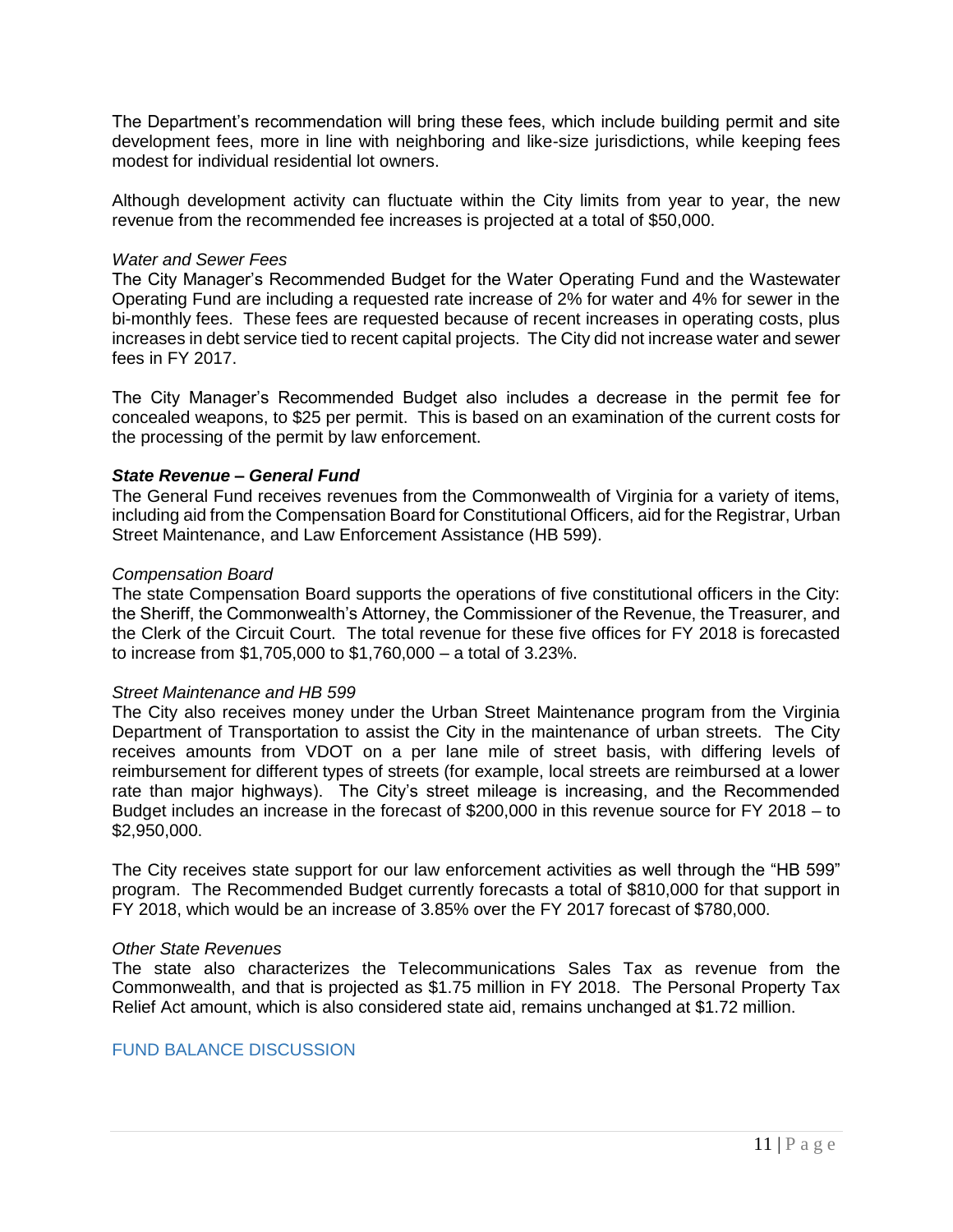The Department's recommendation will bring these fees, which include building permit and site development fees, more in line with neighboring and like-size jurisdictions, while keeping fees modest for individual residential lot owners.

Although development activity can fluctuate within the City limits from year to year, the new revenue from the recommended fee increases is projected at a total of $50,000.

*Water and Sewer Fees*

The City Manager's Recommended Budget for the Water Operating Fund and the Wastewater Operating Fund are including a requested rate increase of 2% for water and 4% for sewer in the bi-monthly fees. These fees are requested because of recent increases in operating costs, plus increases in debt service tied to recent capital projects. The City did not increase water and sewer fees in FY 2017.

The City Manager's Recommended Budget also includes a decrease in the permit fee for concealed weapons, to $25 per permit. This is based on an examination of the current costs for the processing of the permit by law enforcement.

### *State Revenue – General Fund*

The General Fund receives revenues from the Commonwealth of Virginia for a variety of items, including aid from the Compensation Board for Constitutional Officers, aid for the Registrar, Urban Street Maintenance, and Law Enforcement Assistance (HB 599).

*Compensation Board*

The state Compensation Board supports the operations of five constitutional officers in the City: the Sheriff, the Commonwealth's Attorney, the Commissioner of the Revenue, the Treasurer, and the Clerk of the Circuit Court. The total revenue for these five offices for FY 2018 is forecasted to increase from $1,705,000 to $1,760,000 – a total of 3.23%.

*Street Maintenance and HB 599*

The City also receives money under the Urban Street Maintenance program from the Virginia Department of Transportation to assist the City in the maintenance of urban streets. The City receives amounts from VDOT on a per lane mile of street basis, with differing levels of reimbursement for different types of streets (for example, local streets are reimbursed at a lower rate than major highways). The City's street mileage is increasing, and the Recommended Budget includes an increase in the forecast of $200,000 in this revenue source for FY 2018 – to $2,950,000.

The City receives state support for our law enforcement activities as well through the "HB 599" program. The Recommended Budget currently forecasts a total of $810,000 for that support in FY 2018, which would be an increase of 3.85% over the FY 2017 forecast of $780,000.

*Other State Revenues*

The state also characterizes the Telecommunications Sales Tax as revenue from the Commonwealth, and that is projected as $1.75 million in FY 2018. The Personal Property Tax Relief Act amount, which is also considered state aid, remains unchanged at $1.72 million.

## FUND BALANCE DISCUSSION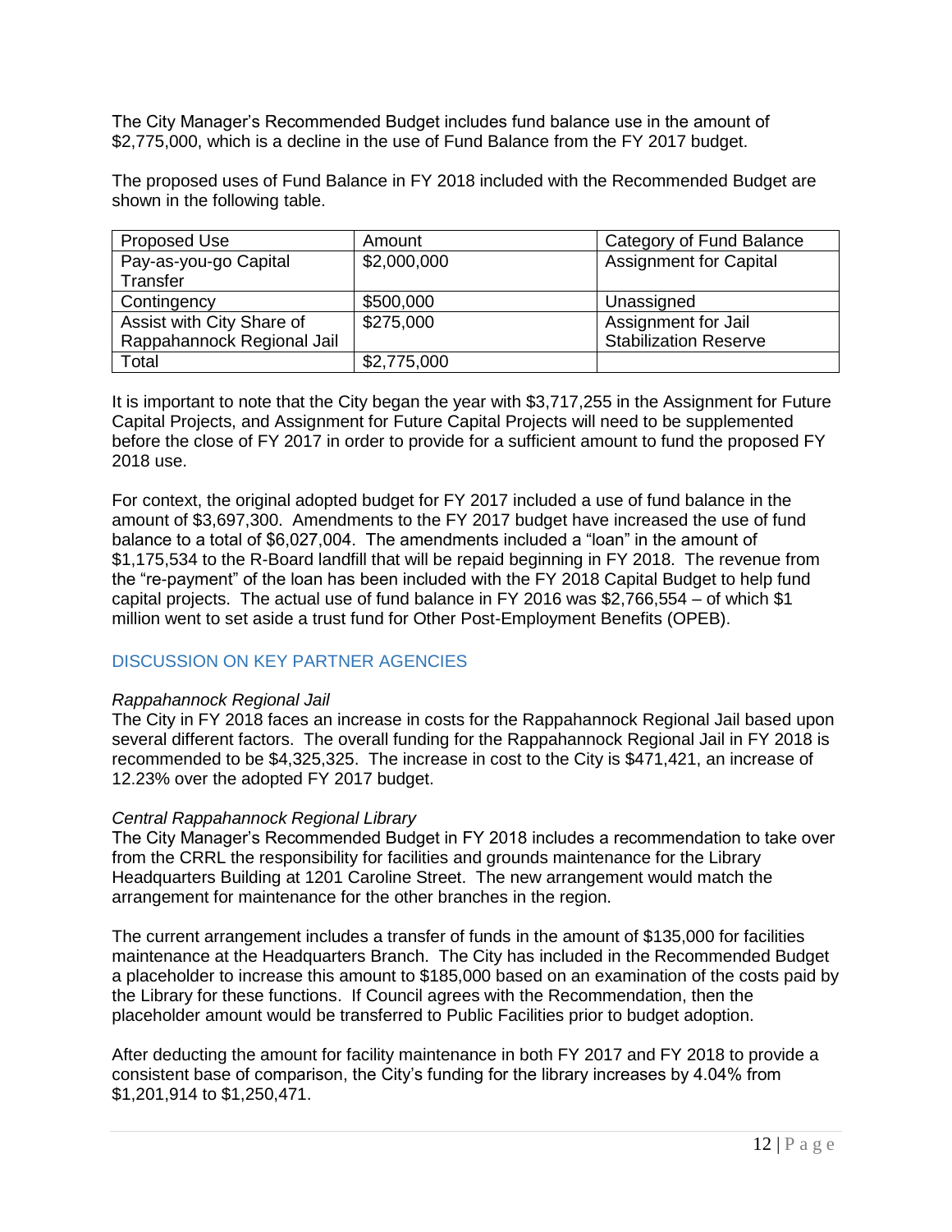The City Manager's Recommended Budget includes fund balance use in the amount of $2,775,000, which is a decline in the use of Fund Balance from the FY 2017 budget.

The proposed uses of Fund Balance in FY 2018 included with the Recommended Budget are shown in the following table.

| Proposed Use | Amount | Category of Fund Balance |
|---|---|---|
| Pay-as-you-go Capital Transfer | $2,000,000 | Assignment for Capital |
| Contingency | $500,000 | Unassigned |
| Assist with City Share of Rappahannock Regional Jail | $275,000 | Assignment for Jail Stabilization Reserve |
| Total | $2,775,000 | |

It is important to note that the City began the year with $3,717,255 in the Assignment for Future Capital Projects, and Assignment for Future Capital Projects will need to be supplemented before the close of FY 2017 in order to provide for a sufficient amount to fund the proposed FY 2018 use.

For context, the original adopted budget for FY 2017 included a use of fund balance in the amount of $3,697,300. Amendments to the FY 2017 budget have increased the use of fund balance to a total of $6,027,004. The amendments included a "loan" in the amount of $1,175,534 to the R-Board landfill that will be repaid beginning in FY 2018. The revenue from the "re-payment" of the loan has been included with the FY 2018 Capital Budget to help fund capital projects. The actual use of fund balance in FY 2016 was $2,766,554 – of which $1 million went to set aside a trust fund for Other Post-Employment Benefits (OPEB).

## DISCUSSION ON KEY PARTNER AGENCIES

*Rappahannock Regional Jail*

The City in FY 2018 faces an increase in costs for the Rappahannock Regional Jail based upon several different factors. The overall funding for the Rappahannock Regional Jail in FY 2018 is recommended to be $4,325,325. The increase in cost to the City is $471,421, an increase of 12.23% over the adopted FY 2017 budget.

*Central Rappahannock Regional Library*

The City Manager's Recommended Budget in FY 2018 includes a recommendation to take over from the CRRL the responsibility for facilities and grounds maintenance for the Library Headquarters Building at 1201 Caroline Street. The new arrangement would match the arrangement for maintenance for the other branches in the region.

The current arrangement includes a transfer of funds in the amount of $135,000 for facilities maintenance at the Headquarters Branch. The City has included in the Recommended Budget a placeholder to increase this amount to $185,000 based on an examination of the costs paid by the Library for these functions. If Council agrees with the Recommendation, then the placeholder amount would be transferred to Public Facilities prior to budget adoption.

After deducting the amount for facility maintenance in both FY 2017 and FY 2018 to provide a consistent base of comparison, the City's funding for the library increases by 4.04% from $1,201,914 to $1,250,471.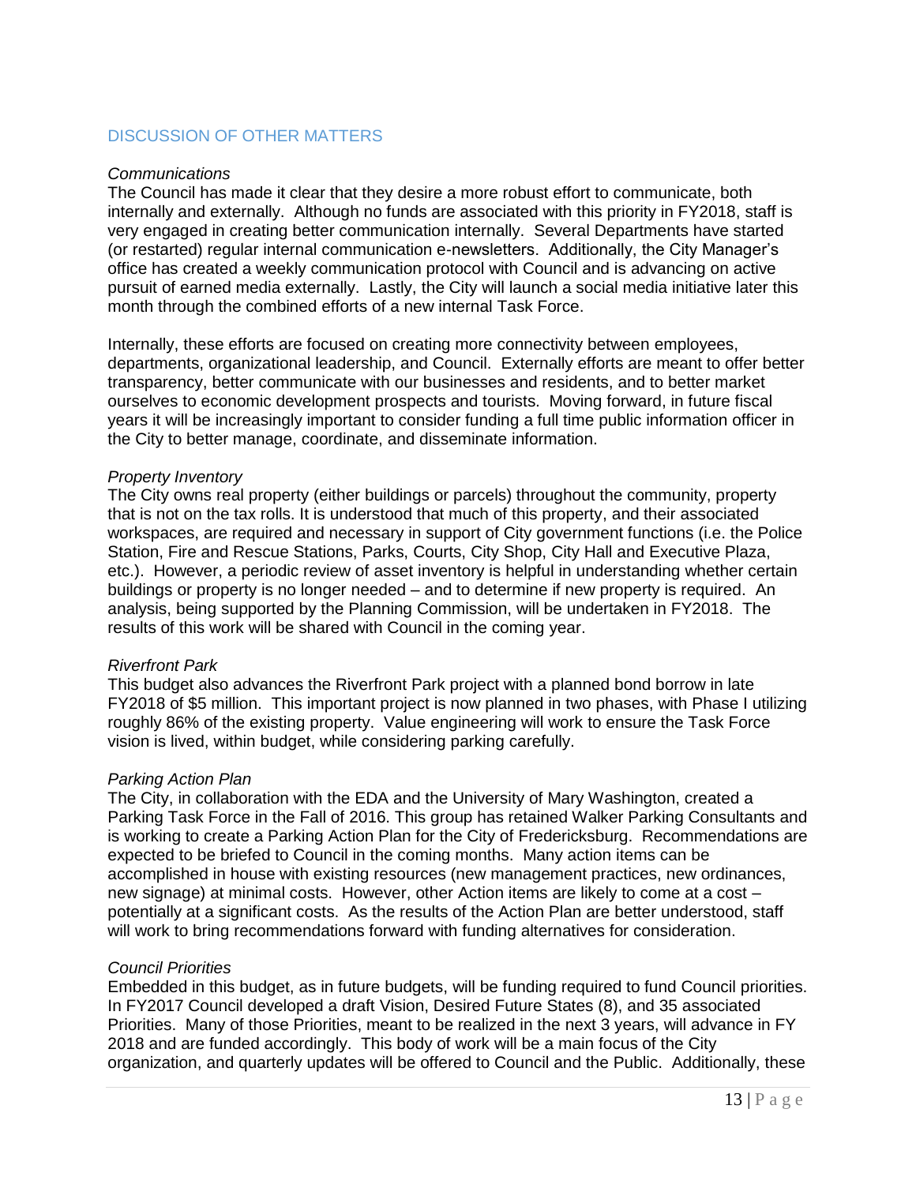## DISCUSSION OF OTHER MATTERS

*Communications*

The Council has made it clear that they desire a more robust effort to communicate, both internally and externally. Although no funds are associated with this priority in FY2018, staff is very engaged in creating better communication internally. Several Departments have started (or restarted) regular internal communication e-newsletters. Additionally, the City Manager's office has created a weekly communication protocol with Council and is advancing on active pursuit of earned media externally. Lastly, the City will launch a social media initiative later this month through the combined efforts of a new internal Task Force.

Internally, these efforts are focused on creating more connectivity between employees, departments, organizational leadership, and Council. Externally efforts are meant to offer better transparency, better communicate with our businesses and residents, and to better market ourselves to economic development prospects and tourists. Moving forward, in future fiscal years it will be increasingly important to consider funding a full time public information officer in the City to better manage, coordinate, and disseminate information.

*Property Inventory*

The City owns real property (either buildings or parcels) throughout the community, property that is not on the tax rolls. It is understood that much of this property, and their associated workspaces, are required and necessary in support of City government functions (i.e. the Police Station, Fire and Rescue Stations, Parks, Courts, City Shop, City Hall and Executive Plaza, etc.). However, a periodic review of asset inventory is helpful in understanding whether certain buildings or property is no longer needed – and to determine if new property is required. An analysis, being supported by the Planning Commission, will be undertaken in FY2018. The results of this work will be shared with Council in the coming year.

*Riverfront Park*

This budget also advances the Riverfront Park project with a planned bond borrow in late FY2018 of $5 million. This important project is now planned in two phases, with Phase I utilizing roughly 86% of the existing property. Value engineering will work to ensure the Task Force vision is lived, within budget, while considering parking carefully.

*Parking Action Plan*

The City, in collaboration with the EDA and the University of Mary Washington, created a Parking Task Force in the Fall of 2016. This group has retained Walker Parking Consultants and is working to create a Parking Action Plan for the City of Fredericksburg. Recommendations are expected to be briefed to Council in the coming months. Many action items can be accomplished in house with existing resources (new management practices, new ordinances, new signage) at minimal costs. However, other Action items are likely to come at a cost – potentially at a significant costs. As the results of the Action Plan are better understood, staff will work to bring recommendations forward with funding alternatives for consideration.

*Council Priorities*

Embedded in this budget, as in future budgets, will be funding required to fund Council priorities. In FY2017 Council developed a draft Vision, Desired Future States (8), and 35 associated Priorities. Many of those Priorities, meant to be realized in the next 3 years, will advance in FY 2018 and are funded accordingly. This body of work will be a main focus of the City organization, and quarterly updates will be offered to Council and the Public. Additionally, these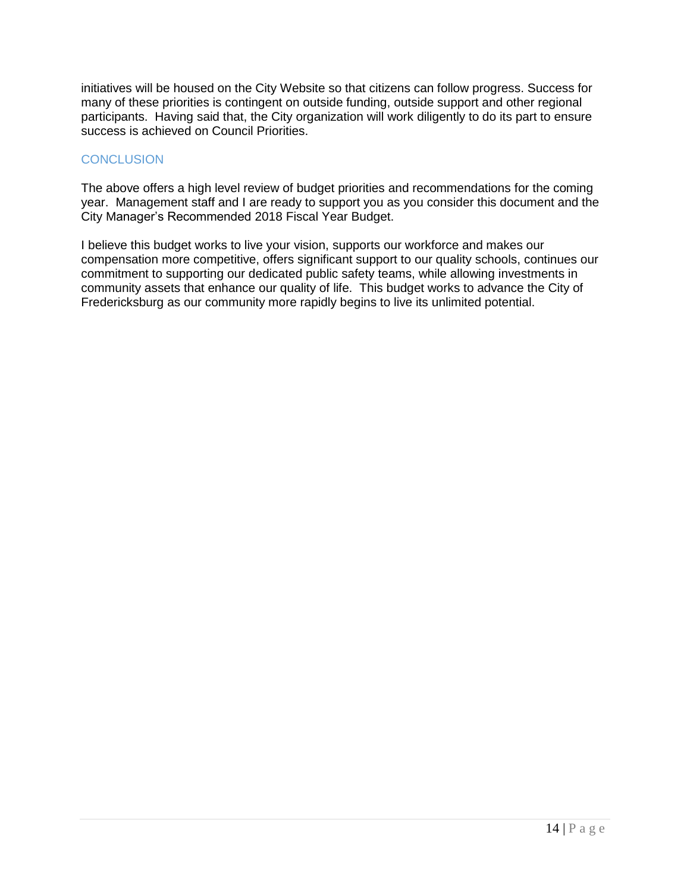initiatives will be housed on the City Website so that citizens can follow progress. Success for many of these priorities is contingent on outside funding, outside support and other regional participants. Having said that, the City organization will work diligently to do its part to ensure success is achieved on Council Priorities.

## CONCLUSION

The above offers a high level review of budget priorities and recommendations for the coming year. Management staff and I are ready to support you as you consider this document and the City Manager's Recommended 2018 Fiscal Year Budget.

I believe this budget works to live your vision, supports our workforce and makes our compensation more competitive, offers significant support to our quality schools, continues our commitment to supporting our dedicated public safety teams, while allowing investments in community assets that enhance our quality of life. This budget works to advance the City of Fredericksburg as our community more rapidly begins to live its unlimited potential.